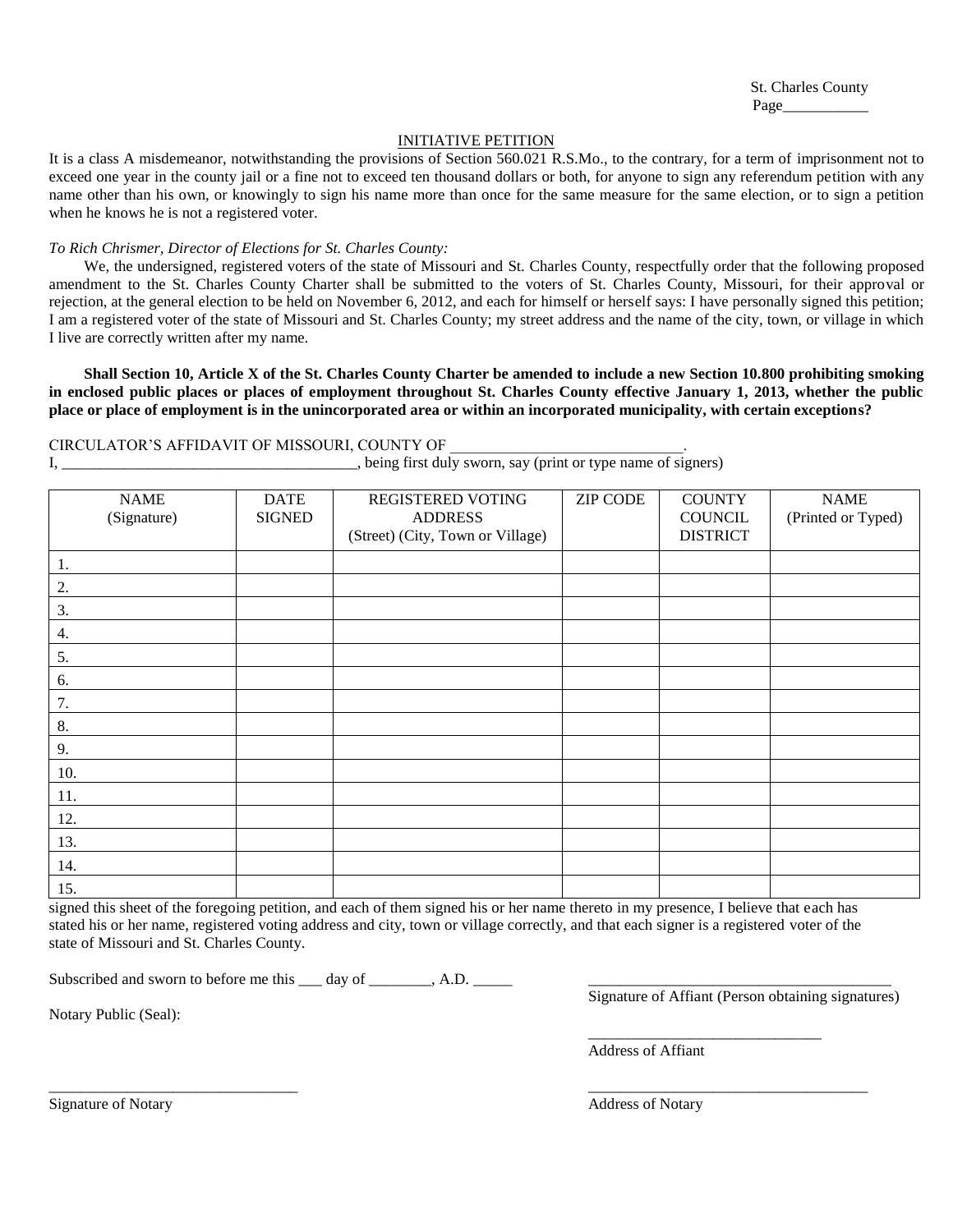St. Charles County
Page___________

## INITIATIVE PETITION

It is a class A misdemeanor, notwithstanding the provisions of Section 560.021 R.S.Mo., to the contrary, for a term of imprisonment not to exceed one year in the county jail or a fine not to exceed ten thousand dollars or both, for anyone to sign any referendum petition with any name other than his own, or knowingly to sign his name more than once for the same measure for the same election, or to sign a petition when he knows he is not a registered voter.

*To Rich Chrismer, Director of Elections for St. Charles County:*

We, the undersigned, registered voters of the state of Missouri and St. Charles County, respectfully order that the following proposed amendment to the St. Charles County Charter shall be submitted to the voters of St. Charles County, Missouri, for their approval or rejection, at the general election to be held on November 6, 2012, and each for himself or herself says: I have personally signed this petition; I am a registered voter of the state of Missouri and St. Charles County; my street address and the name of the city, town, or village in which I live are correctly written after my name.

**Shall Section 10, Article X of the St. Charles County Charter be amended to include a new Section 10.800 prohibiting smoking in enclosed public places or places of employment throughout St. Charles County effective January 1, 2013, whether the public place or place of employment is in the unincorporated area or within an incorporated municipality, with certain exceptions?**

CIRCULATOR'S AFFIDAVIT OF MISSOURI, COUNTY OF ______________________________.
I, ______________________________________, being first duly sworn, say (print or type name of signers)

| NAME (Signature) | DATE SIGNED | REGISTERED VOTING ADDRESS (Street) (City, Town or Village) | ZIP CODE | COUNTY COUNCIL DISTRICT | NAME (Printed or Typed) |
|---|---|---|---|---|---|
| 1. | | | | | |
| 2. | | | | | |
| 3. | | | | | |
| 4. | | | | | |
| 5. | | | | | |
| 6. | | | | | |
| 7. | | | | | |
| 8. | | | | | |
| 9. | | | | | |
| 10. | | | | | |
| 11. | | | | | |
| 12. | | | | | |
| 13. | | | | | |
| 14. | | | | | |
| 15. | | | | | |

signed this sheet of the foregoing petition, and each of them signed his or her name thereto in my presence, I believe that each has stated his or her name, registered voting address and city, town or village correctly, and that each signer is a registered voter of the state of Missouri and St. Charles County.

Subscribed and sworn to before me this ___ day of ________, A.D. _____

_________________________________________
Signature of Affiant (Person obtaining signatures)

Notary Public (Seal):

_______________________________
Address of Affiant

_________________________________
Signature of Notary

_____________________________________
Address of Notary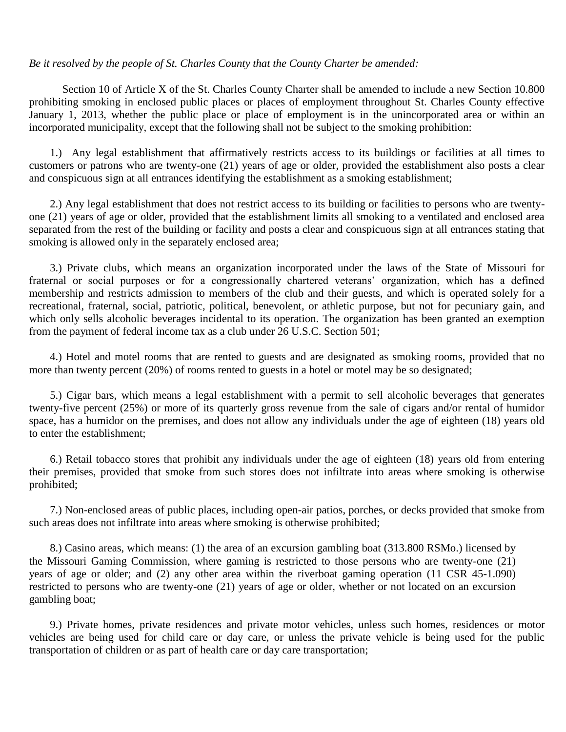*Be it resolved by the people of St. Charles County that the County Charter be amended:*

Section 10 of Article X of the St. Charles County Charter shall be amended to include a new Section 10.800 prohibiting smoking in enclosed public places or places of employment throughout St. Charles County effective January 1, 2013, whether the public place or place of employment is in the unincorporated area or within an incorporated municipality, except that the following shall not be subject to the smoking prohibition:

1.) Any legal establishment that affirmatively restricts access to its buildings or facilities at all times to customers or patrons who are twenty-one (21) years of age or older, provided the establishment also posts a clear and conspicuous sign at all entrances identifying the establishment as a smoking establishment;

2.) Any legal establishment that does not restrict access to its building or facilities to persons who are twenty-one (21) years of age or older, provided that the establishment limits all smoking to a ventilated and enclosed area separated from the rest of the building or facility and posts a clear and conspicuous sign at all entrances stating that smoking is allowed only in the separately enclosed area;

3.) Private clubs, which means an organization incorporated under the laws of the State of Missouri for fraternal or social purposes or for a congressionally chartered veterans' organization, which has a defined membership and restricts admission to members of the club and their guests, and which is operated solely for a recreational, fraternal, social, patriotic, political, benevolent, or athletic purpose, but not for pecuniary gain, and which only sells alcoholic beverages incidental to its operation. The organization has been granted an exemption from the payment of federal income tax as a club under 26 U.S.C. Section 501;

4.) Hotel and motel rooms that are rented to guests and are designated as smoking rooms, provided that no more than twenty percent (20%) of rooms rented to guests in a hotel or motel may be so designated;

5.) Cigar bars, which means a legal establishment with a permit to sell alcoholic beverages that generates twenty-five percent (25%) or more of its quarterly gross revenue from the sale of cigars and/or rental of humidor space, has a humidor on the premises, and does not allow any individuals under the age of eighteen (18) years old to enter the establishment;

6.) Retail tobacco stores that prohibit any individuals under the age of eighteen (18) years old from entering their premises, provided that smoke from such stores does not infiltrate into areas where smoking is otherwise prohibited;

7.) Non-enclosed areas of public places, including open-air patios, porches, or decks provided that smoke from such areas does not infiltrate into areas where smoking is otherwise prohibited;

8.) Casino areas, which means: (1) the area of an excursion gambling boat (313.800 RSMo.) licensed by the Missouri Gaming Commission, where gaming is restricted to those persons who are twenty-one (21) years of age or older; and (2) any other area within the riverboat gaming operation (11 CSR 45-1.090) restricted to persons who are twenty-one (21) years of age or older, whether or not located on an excursion gambling boat;

9.) Private homes, private residences and private motor vehicles, unless such homes, residences or motor vehicles are being used for child care or day care, or unless the private vehicle is being used for the public transportation of children or as part of health care or day care transportation;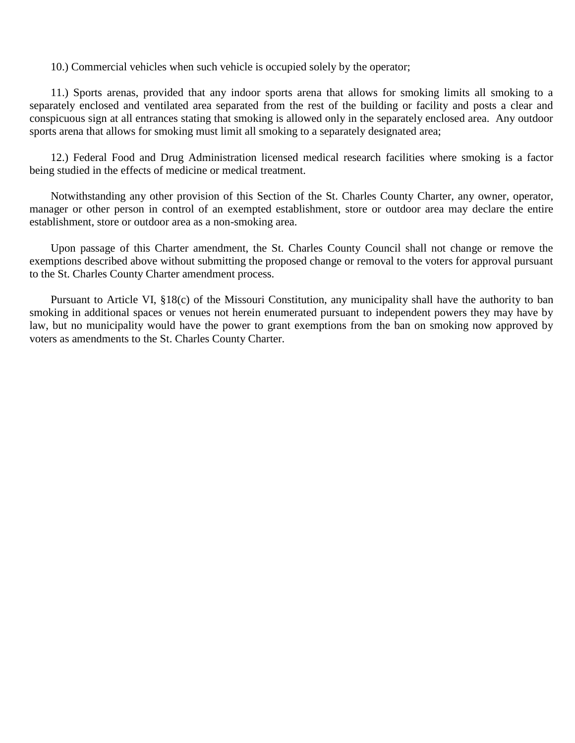10.) Commercial vehicles when such vehicle is occupied solely by the operator;

11.) Sports arenas, provided that any indoor sports arena that allows for smoking limits all smoking to a separately enclosed and ventilated area separated from the rest of the building or facility and posts a clear and conspicuous sign at all entrances stating that smoking is allowed only in the separately enclosed area. Any outdoor sports arena that allows for smoking must limit all smoking to a separately designated area;

12.) Federal Food and Drug Administration licensed medical research facilities where smoking is a factor being studied in the effects of medicine or medical treatment.

Notwithstanding any other provision of this Section of the St. Charles County Charter, any owner, operator, manager or other person in control of an exempted establishment, store or outdoor area may declare the entire establishment, store or outdoor area as a non-smoking area.

Upon passage of this Charter amendment, the St. Charles County Council shall not change or remove the exemptions described above without submitting the proposed change or removal to the voters for approval pursuant to the St. Charles County Charter amendment process.

Pursuant to Article VI, §18(c) of the Missouri Constitution, any municipality shall have the authority to ban smoking in additional spaces or venues not herein enumerated pursuant to independent powers they may have by law, but no municipality would have the power to grant exemptions from the ban on smoking now approved by voters as amendments to the St. Charles County Charter.